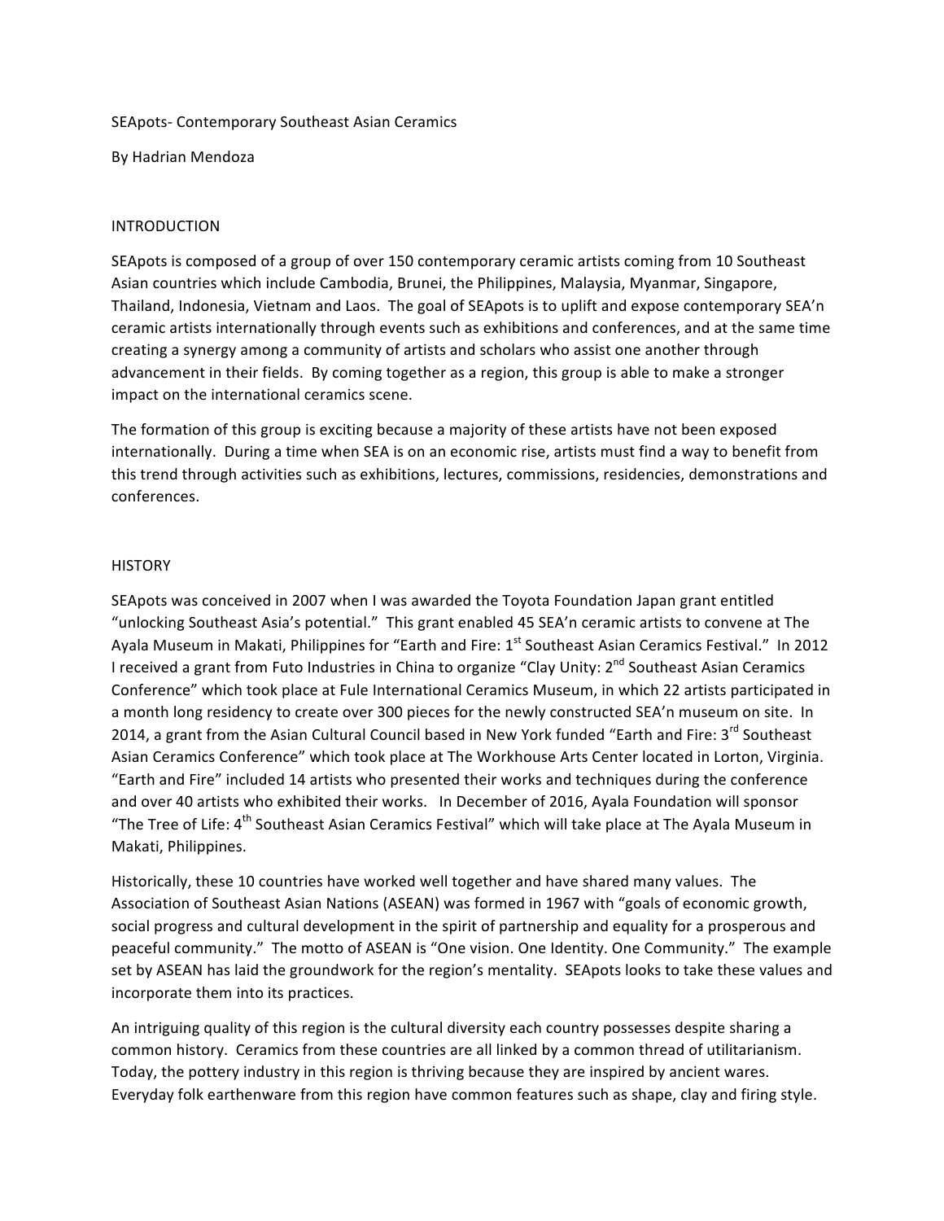# SEApots- Contemporary Southeast Asian Ceramics

By Hadrian Mendoza

## INTRODUCTION

SEApots is composed of a group of over 150 contemporary ceramic artists coming from 10 Southeast Asian countries which include Cambodia, Brunei, the Philippines, Malaysia, Myanmar, Singapore, Thailand, Indonesia, Vietnam and Laos. The goal of SEApots is to uplift and expose contemporary SEA'n ceramic artists internationally through events such as exhibitions and conferences, and at the same time creating a synergy among a community of artists and scholars who assist one another through advancement in their fields. By coming together as a region, this group is able to make a stronger impact on the international ceramics scene.

The formation of this group is exciting because a majority of these artists have not been exposed internationally. During a time when SEA is on an economic rise, artists must find a way to benefit from this trend through activities such as exhibitions, lectures, commissions, residencies, demonstrations and conferences.

## HISTORY

SEApots was conceived in 2007 when I was awarded the Toyota Foundation Japan grant entitled "unlocking Southeast Asia's potential." This grant enabled 45 SEA'n ceramic artists to convene at The Ayala Museum in Makati, Philippines for "Earth and Fire: 1st Southeast Asian Ceramics Festival." In 2012 I received a grant from Futo Industries in China to organize "Clay Unity: 2nd Southeast Asian Ceramics Conference" which took place at Fule International Ceramics Museum, in which 22 artists participated in a month long residency to create over 300 pieces for the newly constructed SEA'n museum on site. In 2014, a grant from the Asian Cultural Council based in New York funded "Earth and Fire: 3rd Southeast Asian Ceramics Conference" which took place at The Workhouse Arts Center located in Lorton, Virginia. "Earth and Fire" included 14 artists who presented their works and techniques during the conference and over 40 artists who exhibited their works. In December of 2016, Ayala Foundation will sponsor "The Tree of Life: 4th Southeast Asian Ceramics Festival" which will take place at The Ayala Museum in Makati, Philippines.

Historically, these 10 countries have worked well together and have shared many values. The Association of Southeast Asian Nations (ASEAN) was formed in 1967 with "goals of economic growth, social progress and cultural development in the spirit of partnership and equality for a prosperous and peaceful community." The motto of ASEAN is "One vision. One Identity. One Community." The example set by ASEAN has laid the groundwork for the region's mentality. SEApots looks to take these values and incorporate them into its practices.

An intriguing quality of this region is the cultural diversity each country possesses despite sharing a common history. Ceramics from these countries are all linked by a common thread of utilitarianism. Today, the pottery industry in this region is thriving because they are inspired by ancient wares. Everyday folk earthenware from this region have common features such as shape, clay and firing style.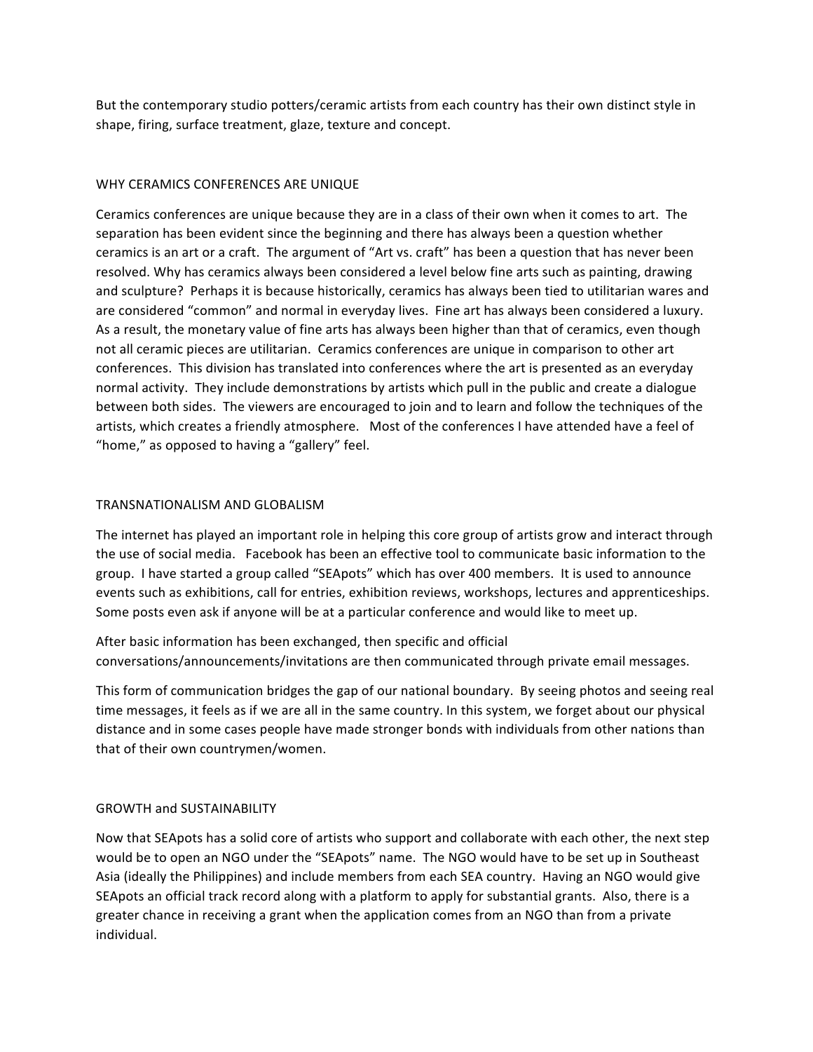But the contemporary studio potters/ceramic artists from each country has their own distinct style in shape, firing, surface treatment, glaze, texture and concept.

## WHY CERAMICS CONFERENCES ARE UNIQUE

Ceramics conferences are unique because they are in a class of their own when it comes to art. The separation has been evident since the beginning and there has always been a question whether ceramics is an art or a craft. The argument of "Art vs. craft" has been a question that has never been resolved. Why has ceramics always been considered a level below fine arts such as painting, drawing and sculpture? Perhaps it is because historically, ceramics has always been tied to utilitarian wares and are considered "common" and normal in everyday lives. Fine art has always been considered a luxury. As a result, the monetary value of fine arts has always been higher than that of ceramics, even though not all ceramic pieces are utilitarian. Ceramics conferences are unique in comparison to other art conferences. This division has translated into conferences where the art is presented as an everyday normal activity. They include demonstrations by artists which pull in the public and create a dialogue between both sides. The viewers are encouraged to join and to learn and follow the techniques of the artists, which creates a friendly atmosphere. Most of the conferences I have attended have a feel of "home," as opposed to having a "gallery" feel.

## TRANSNATIONALISM AND GLOBALISM

The internet has played an important role in helping this core group of artists grow and interact through the use of social media. Facebook has been an effective tool to communicate basic information to the group. I have started a group called "SEApots" which has over 400 members. It is used to announce events such as exhibitions, call for entries, exhibition reviews, workshops, lectures and apprenticeships. Some posts even ask if anyone will be at a particular conference and would like to meet up.

After basic information has been exchanged, then specific and official conversations/announcements/invitations are then communicated through private email messages.

This form of communication bridges the gap of our national boundary. By seeing photos and seeing real time messages, it feels as if we are all in the same country. In this system, we forget about our physical distance and in some cases people have made stronger bonds with individuals from other nations than that of their own countrymen/women.

## GROWTH and SUSTAINABILITY

Now that SEApots has a solid core of artists who support and collaborate with each other, the next step would be to open an NGO under the "SEApots" name. The NGO would have to be set up in Southeast Asia (ideally the Philippines) and include members from each SEA country. Having an NGO would give SEApots an official track record along with a platform to apply for substantial grants. Also, there is a greater chance in receiving a grant when the application comes from an NGO than from a private individual.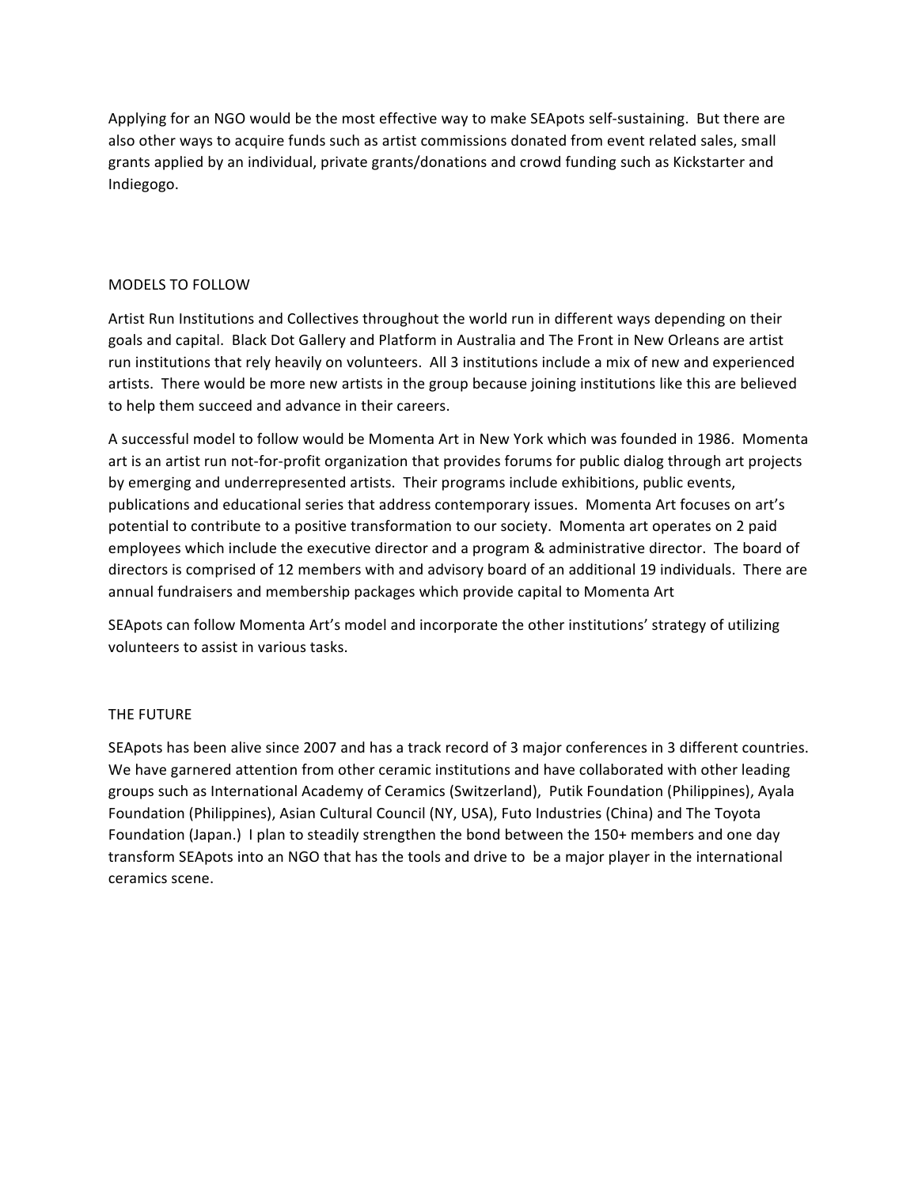Applying for an NGO would be the most effective way to make SEApots self-sustaining. But there are also other ways to acquire funds such as artist commissions donated from event related sales, small grants applied by an individual, private grants/donations and crowd funding such as Kickstarter and Indiegogo.

## MODELS TO FOLLOW

Artist Run Institutions and Collectives throughout the world run in different ways depending on their goals and capital. Black Dot Gallery and Platform in Australia and The Front in New Orleans are artist run institutions that rely heavily on volunteers. All 3 institutions include a mix of new and experienced artists. There would be more new artists in the group because joining institutions like this are believed to help them succeed and advance in their careers.

A successful model to follow would be Momenta Art in New York which was founded in 1986. Momenta art is an artist run not-for-profit organization that provides forums for public dialog through art projects by emerging and underrepresented artists. Their programs include exhibitions, public events, publications and educational series that address contemporary issues. Momenta Art focuses on art's potential to contribute to a positive transformation to our society. Momenta art operates on 2 paid employees which include the executive director and a program & administrative director. The board of directors is comprised of 12 members with and advisory board of an additional 19 individuals. There are annual fundraisers and membership packages which provide capital to Momenta Art

SEApots can follow Momenta Art's model and incorporate the other institutions' strategy of utilizing volunteers to assist in various tasks.

## THE FUTURE

SEApots has been alive since 2007 and has a track record of 3 major conferences in 3 different countries. We have garnered attention from other ceramic institutions and have collaborated with other leading groups such as International Academy of Ceramics (Switzerland), Putik Foundation (Philippines), Ayala Foundation (Philippines), Asian Cultural Council (NY, USA), Futo Industries (China) and The Toyota Foundation (Japan.) I plan to steadily strengthen the bond between the 150+ members and one day transform SEApots into an NGO that has the tools and drive to be a major player in the international ceramics scene.